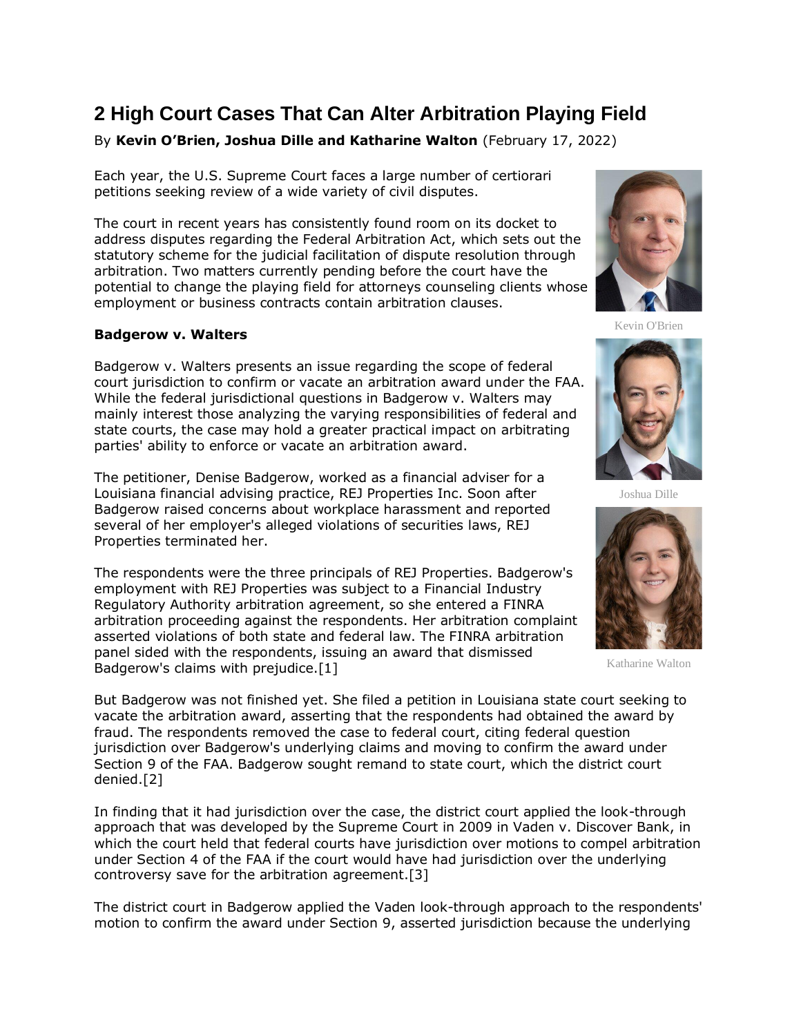# 2 High Court Cases That Can Alter Arbitration Playing Field

By **Kevin O'Brien, Joshua Dille and Katharine Walton** (February 17, 2022)

Each year, the U.S. Supreme Court faces a large number of certiorari petitions seeking review of a wide variety of civil disputes.

The court in recent years has consistently found room on its docket to address disputes regarding the Federal Arbitration Act, which sets out the statutory scheme for the judicial facilitation of dispute resolution through arbitration. Two matters currently pending before the court have the potential to change the playing field for attorneys counseling clients whose employment or business contracts contain arbitration clauses.

Kevin O'Brien

Joshua Dille

Katharine Walton

### Badgerow v. Walters

Badgerow v. Walters presents an issue regarding the scope of federal court jurisdiction to confirm or vacate an arbitration award under the FAA. While the federal jurisdictional questions in Badgerow v. Walters may mainly interest those analyzing the varying responsibilities of federal and state courts, the case may hold a greater practical impact on arbitrating parties' ability to enforce or vacate an arbitration award.

The petitioner, Denise Badgerow, worked as a financial adviser for a Louisiana financial advising practice, REJ Properties Inc. Soon after Badgerow raised concerns about workplace harassment and reported several of her employer's alleged violations of securities laws, REJ Properties terminated her.

The respondents were the three principals of REJ Properties. Badgerow's employment with REJ Properties was subject to a Financial Industry Regulatory Authority arbitration agreement, so she entered a FINRA arbitration proceeding against the respondents. Her arbitration complaint asserted violations of both state and federal law. The FINRA arbitration panel sided with the respondents, issuing an award that dismissed Badgerow's claims with prejudice.[1]

But Badgerow was not finished yet. She filed a petition in Louisiana state court seeking to vacate the arbitration award, asserting that the respondents had obtained the award by fraud. The respondents removed the case to federal court, citing federal question jurisdiction over Badgerow's underlying claims and moving to confirm the award under Section 9 of the FAA. Badgerow sought remand to state court, which the district court denied.[2]

In finding that it had jurisdiction over the case, the district court applied the look-through approach that was developed by the Supreme Court in 2009 in Vaden v. Discover Bank, in which the court held that federal courts have jurisdiction over motions to compel arbitration under Section 4 of the FAA if the court would have had jurisdiction over the underlying controversy save for the arbitration agreement.[3]

The district court in Badgerow applied the Vaden look-through approach to the respondents' motion to confirm the award under Section 9, asserted jurisdiction because the underlying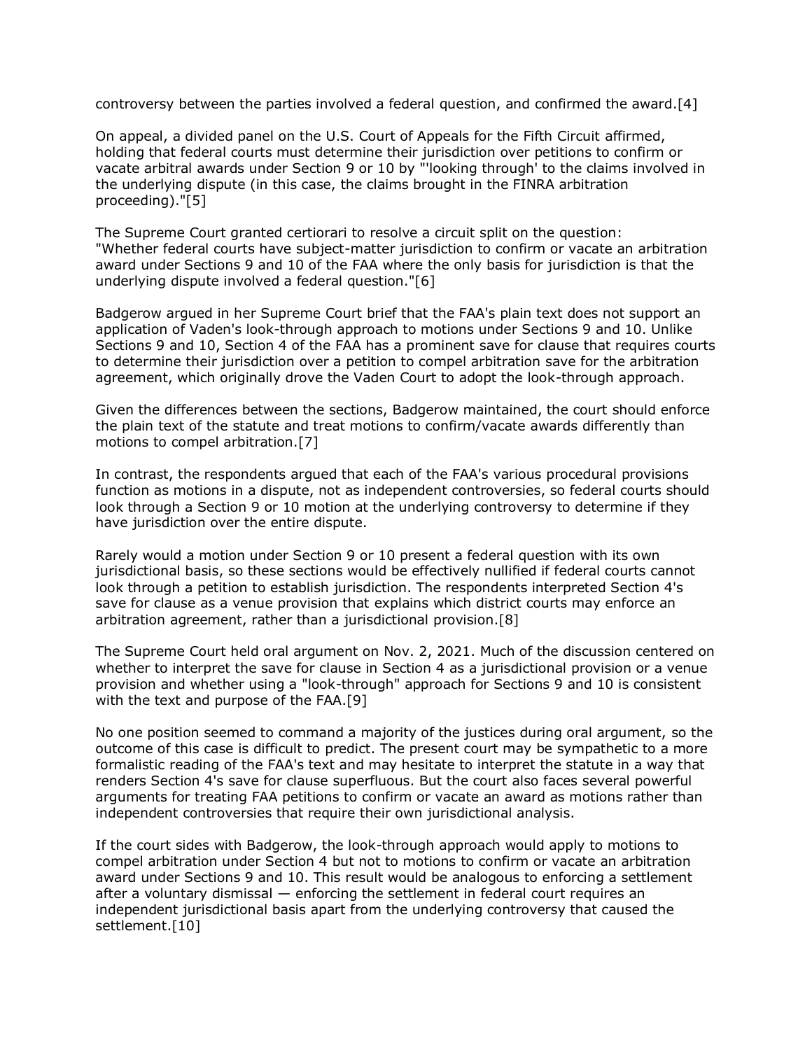controversy between the parties involved a federal question, and confirmed the award.[4]

On appeal, a divided panel on the U.S. Court of Appeals for the Fifth Circuit affirmed, holding that federal courts must determine their jurisdiction over petitions to confirm or vacate arbitral awards under Section 9 or 10 by "'looking through' to the claims involved in the underlying dispute (in this case, the claims brought in the FINRA arbitration proceeding)."[5]

The Supreme Court granted certiorari to resolve a circuit split on the question: "Whether federal courts have subject-matter jurisdiction to confirm or vacate an arbitration award under Sections 9 and 10 of the FAA where the only basis for jurisdiction is that the underlying dispute involved a federal question."[6]

Badgerow argued in her Supreme Court brief that the FAA's plain text does not support an application of Vaden's look-through approach to motions under Sections 9 and 10. Unlike Sections 9 and 10, Section 4 of the FAA has a prominent save for clause that requires courts to determine their jurisdiction over a petition to compel arbitration save for the arbitration agreement, which originally drove the Vaden Court to adopt the look-through approach.

Given the differences between the sections, Badgerow maintained, the court should enforce the plain text of the statute and treat motions to confirm/vacate awards differently than motions to compel arbitration.[7]

In contrast, the respondents argued that each of the FAA's various procedural provisions function as motions in a dispute, not as independent controversies, so federal courts should look through a Section 9 or 10 motion at the underlying controversy to determine if they have jurisdiction over the entire dispute.

Rarely would a motion under Section 9 or 10 present a federal question with its own jurisdictional basis, so these sections would be effectively nullified if federal courts cannot look through a petition to establish jurisdiction. The respondents interpreted Section 4's save for clause as a venue provision that explains which district courts may enforce an arbitration agreement, rather than a jurisdictional provision.[8]

The Supreme Court held oral argument on Nov. 2, 2021. Much of the discussion centered on whether to interpret the save for clause in Section 4 as a jurisdictional provision or a venue provision and whether using a "look-through" approach for Sections 9 and 10 is consistent with the text and purpose of the FAA.[9]

No one position seemed to command a majority of the justices during oral argument, so the outcome of this case is difficult to predict. The present court may be sympathetic to a more formalistic reading of the FAA's text and may hesitate to interpret the statute in a way that renders Section 4's save for clause superfluous. But the court also faces several powerful arguments for treating FAA petitions to confirm or vacate an award as motions rather than independent controversies that require their own jurisdictional analysis.

If the court sides with Badgerow, the look-through approach would apply to motions to compel arbitration under Section 4 but not to motions to confirm or vacate an arbitration award under Sections 9 and 10. This result would be analogous to enforcing a settlement after a voluntary dismissal — enforcing the settlement in federal court requires an independent jurisdictional basis apart from the underlying controversy that caused the settlement.[10]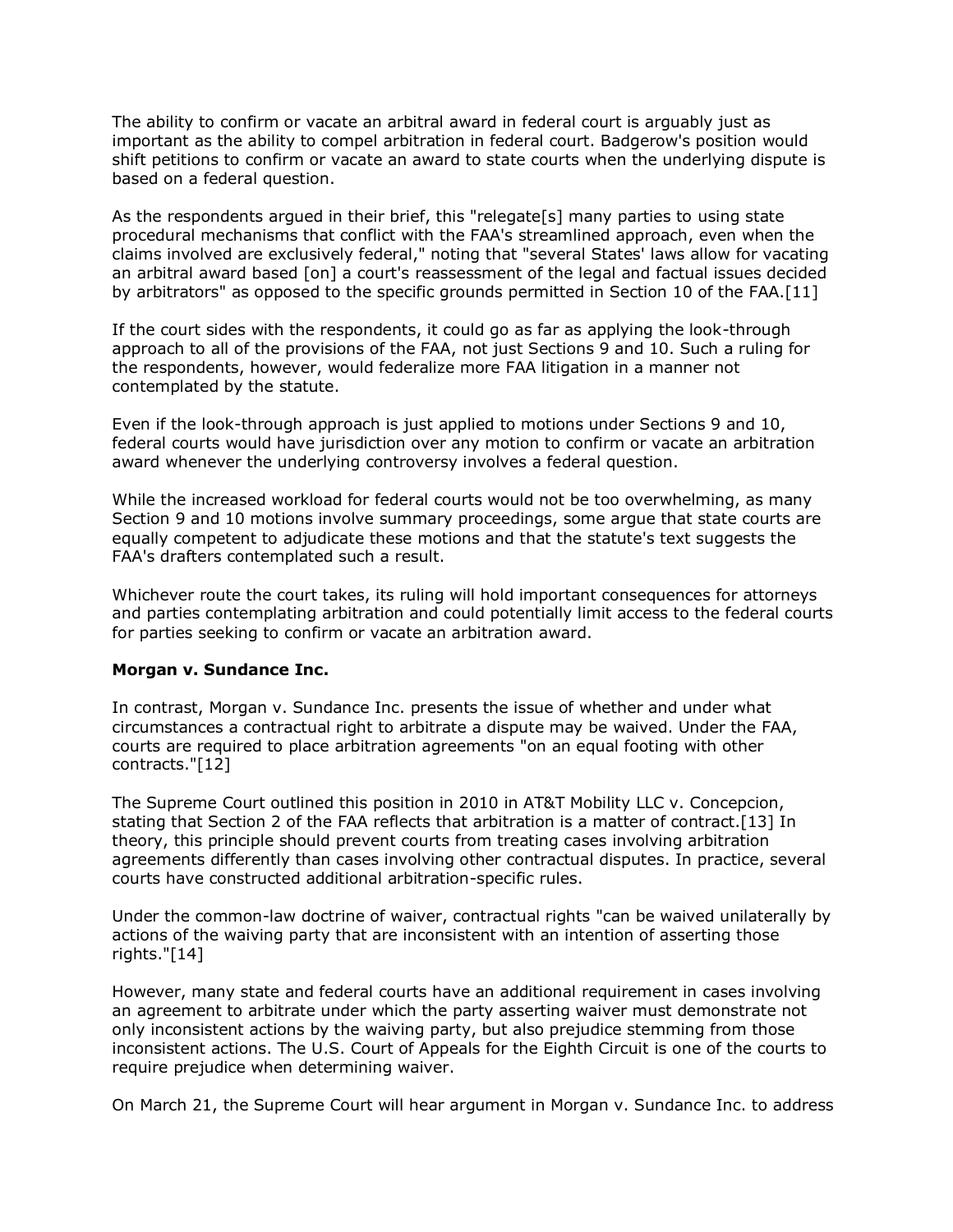The ability to confirm or vacate an arbitral award in federal court is arguably just as important as the ability to compel arbitration in federal court. Badgerow's position would shift petitions to confirm or vacate an award to state courts when the underlying dispute is based on a federal question.

As the respondents argued in their brief, this "relegate[s] many parties to using state procedural mechanisms that conflict with the FAA's streamlined approach, even when the claims involved are exclusively federal," noting that "several States' laws allow for vacating an arbitral award based [on] a court's reassessment of the legal and factual issues decided by arbitrators" as opposed to the specific grounds permitted in Section 10 of the FAA.[11]

If the court sides with the respondents, it could go as far as applying the look-through approach to all of the provisions of the FAA, not just Sections 9 and 10. Such a ruling for the respondents, however, would federalize more FAA litigation in a manner not contemplated by the statute.

Even if the look-through approach is just applied to motions under Sections 9 and 10, federal courts would have jurisdiction over any motion to confirm or vacate an arbitration award whenever the underlying controversy involves a federal question.

While the increased workload for federal courts would not be too overwhelming, as many Section 9 and 10 motions involve summary proceedings, some argue that state courts are equally competent to adjudicate these motions and that the statute's text suggests the FAA's drafters contemplated such a result.

Whichever route the court takes, its ruling will hold important consequences for attorneys and parties contemplating arbitration and could potentially limit access to the federal courts for parties seeking to confirm or vacate an arbitration award.

**Morgan v. Sundance Inc.**

In contrast, Morgan v. Sundance Inc. presents the issue of whether and under what circumstances a contractual right to arbitrate a dispute may be waived. Under the FAA, courts are required to place arbitration agreements "on an equal footing with other contracts."[12]

The Supreme Court outlined this position in 2010 in AT&T Mobility LLC v. Concepcion, stating that Section 2 of the FAA reflects that arbitration is a matter of contract.[13] In theory, this principle should prevent courts from treating cases involving arbitration agreements differently than cases involving other contractual disputes. In practice, several courts have constructed additional arbitration-specific rules.

Under the common-law doctrine of waiver, contractual rights "can be waived unilaterally by actions of the waiving party that are inconsistent with an intention of asserting those rights."[14]

However, many state and federal courts have an additional requirement in cases involving an agreement to arbitrate under which the party asserting waiver must demonstrate not only inconsistent actions by the waiving party, but also prejudice stemming from those inconsistent actions. The U.S. Court of Appeals for the Eighth Circuit is one of the courts to require prejudice when determining waiver.

On March 21, the Supreme Court will hear argument in Morgan v. Sundance Inc. to address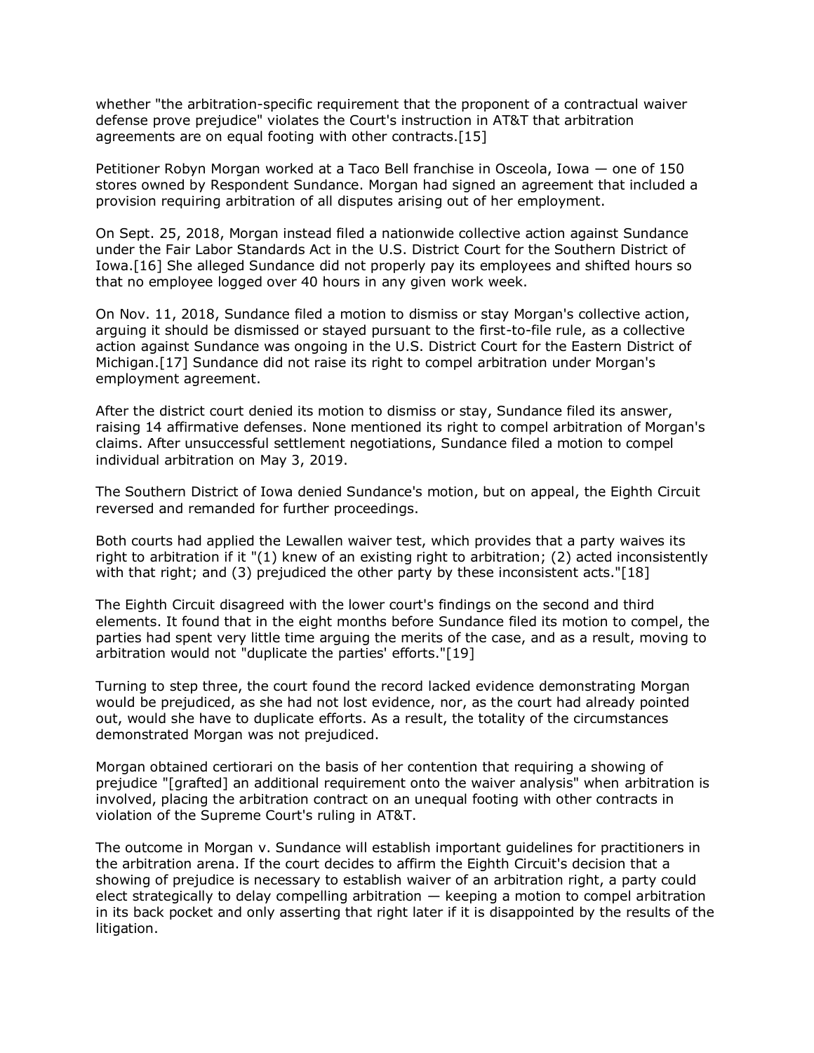whether "the arbitration-specific requirement that the proponent of a contractual waiver defense prove prejudice" violates the Court's instruction in AT&T that arbitration agreements are on equal footing with other contracts.[15]

Petitioner Robyn Morgan worked at a Taco Bell franchise in Osceola, Iowa — one of 150 stores owned by Respondent Sundance. Morgan had signed an agreement that included a provision requiring arbitration of all disputes arising out of her employment.

On Sept. 25, 2018, Morgan instead filed a nationwide collective action against Sundance under the Fair Labor Standards Act in the U.S. District Court for the Southern District of Iowa.[16] She alleged Sundance did not properly pay its employees and shifted hours so that no employee logged over 40 hours in any given work week.

On Nov. 11, 2018, Sundance filed a motion to dismiss or stay Morgan's collective action, arguing it should be dismissed or stayed pursuant to the first-to-file rule, as a collective action against Sundance was ongoing in the U.S. District Court for the Eastern District of Michigan.[17] Sundance did not raise its right to compel arbitration under Morgan's employment agreement.

After the district court denied its motion to dismiss or stay, Sundance filed its answer, raising 14 affirmative defenses. None mentioned its right to compel arbitration of Morgan's claims. After unsuccessful settlement negotiations, Sundance filed a motion to compel individual arbitration on May 3, 2019.

The Southern District of Iowa denied Sundance's motion, but on appeal, the Eighth Circuit reversed and remanded for further proceedings.

Both courts had applied the Lewallen waiver test, which provides that a party waives its right to arbitration if it "(1) knew of an existing right to arbitration; (2) acted inconsistently with that right; and (3) prejudiced the other party by these inconsistent acts."[18]

The Eighth Circuit disagreed with the lower court's findings on the second and third elements. It found that in the eight months before Sundance filed its motion to compel, the parties had spent very little time arguing the merits of the case, and as a result, moving to arbitration would not "duplicate the parties' efforts."[19]

Turning to step three, the court found the record lacked evidence demonstrating Morgan would be prejudiced, as she had not lost evidence, nor, as the court had already pointed out, would she have to duplicate efforts. As a result, the totality of the circumstances demonstrated Morgan was not prejudiced.

Morgan obtained certiorari on the basis of her contention that requiring a showing of prejudice "[grafted] an additional requirement onto the waiver analysis" when arbitration is involved, placing the arbitration contract on an unequal footing with other contracts in violation of the Supreme Court's ruling in AT&T.

The outcome in Morgan v. Sundance will establish important guidelines for practitioners in the arbitration arena. If the court decides to affirm the Eighth Circuit's decision that a showing of prejudice is necessary to establish waiver of an arbitration right, a party could elect strategically to delay compelling arbitration — keeping a motion to compel arbitration in its back pocket and only asserting that right later if it is disappointed by the results of the litigation.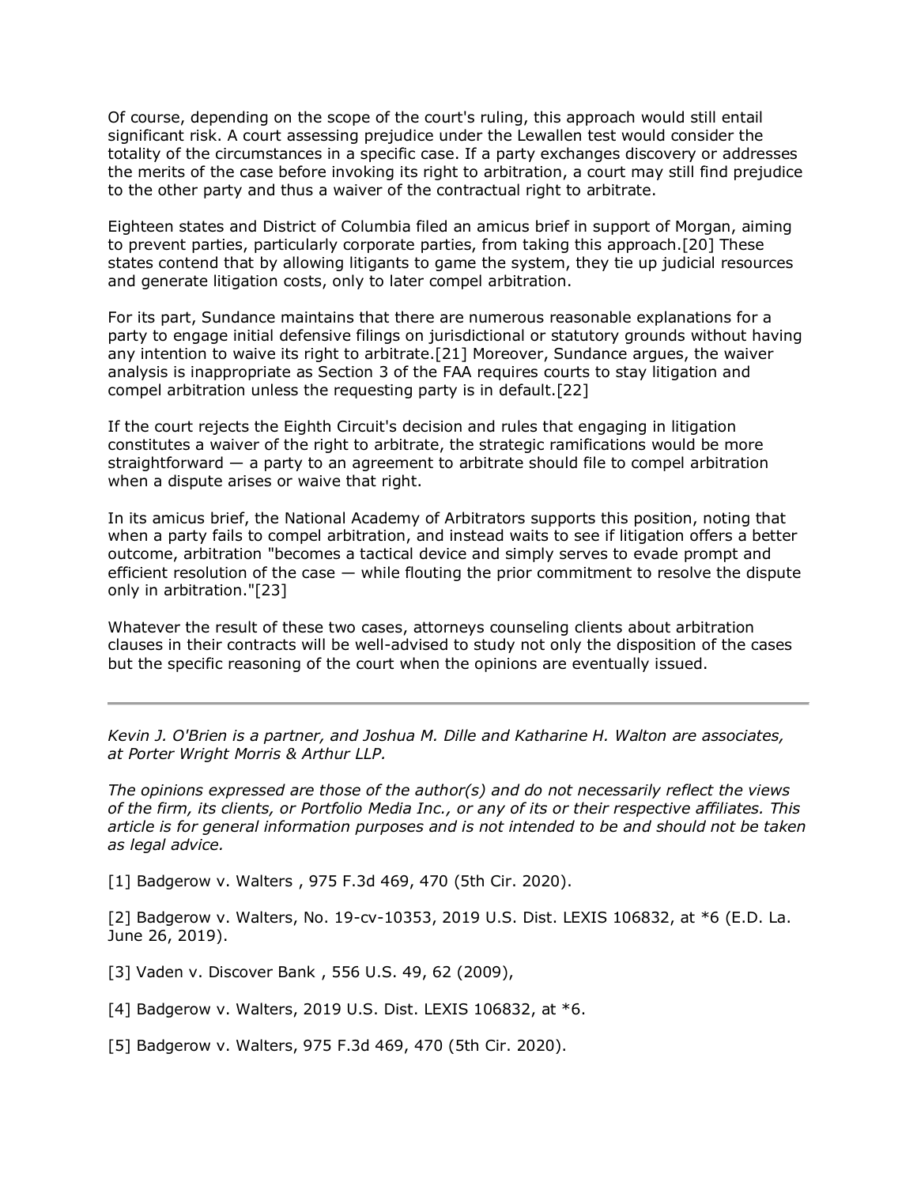Of course, depending on the scope of the court's ruling, this approach would still entail significant risk. A court assessing prejudice under the Lewallen test would consider the totality of the circumstances in a specific case. If a party exchanges discovery or addresses the merits of the case before invoking its right to arbitration, a court may still find prejudice to the other party and thus a waiver of the contractual right to arbitrate.

Eighteen states and District of Columbia filed an amicus brief in support of Morgan, aiming to prevent parties, particularly corporate parties, from taking this approach.[20] These states contend that by allowing litigants to game the system, they tie up judicial resources and generate litigation costs, only to later compel arbitration.

For its part, Sundance maintains that there are numerous reasonable explanations for a party to engage initial defensive filings on jurisdictional or statutory grounds without having any intention to waive its right to arbitrate.[21] Moreover, Sundance argues, the waiver analysis is inappropriate as Section 3 of the FAA requires courts to stay litigation and compel arbitration unless the requesting party is in default.[22]

If the court rejects the Eighth Circuit's decision and rules that engaging in litigation constitutes a waiver of the right to arbitrate, the strategic ramifications would be more straightforward — a party to an agreement to arbitrate should file to compel arbitration when a dispute arises or waive that right.

In its amicus brief, the National Academy of Arbitrators supports this position, noting that when a party fails to compel arbitration, and instead waits to see if litigation offers a better outcome, arbitration "becomes a tactical device and simply serves to evade prompt and efficient resolution of the case — while flouting the prior commitment to resolve the dispute only in arbitration."[23]

Whatever the result of these two cases, attorneys counseling clients about arbitration clauses in their contracts will be well-advised to study not only the disposition of the cases but the specific reasoning of the court when the opinions are eventually issued.

---

*Kevin J. O'Brien is a partner, and Joshua M. Dille and Katharine H. Walton are associates, at Porter Wright Morris & Arthur LLP.*

*The opinions expressed are those of the author(s) and do not necessarily reflect the views of the firm, its clients, or Portfolio Media Inc., or any of its or their respective affiliates. This article is for general information purposes and is not intended to be and should not be taken as legal advice.*

[1] Badgerow v. Walters , 975 F.3d 469, 470 (5th Cir. 2020).

[2] Badgerow v. Walters, No. 19-cv-10353, 2019 U.S. Dist. LEXIS 106832, at *6 (E.D. La. June 26, 2019).

[3] Vaden v. Discover Bank , 556 U.S. 49, 62 (2009),

[4] Badgerow v. Walters, 2019 U.S. Dist. LEXIS 106832, at *6.

[5] Badgerow v. Walters, 975 F.3d 469, 470 (5th Cir. 2020).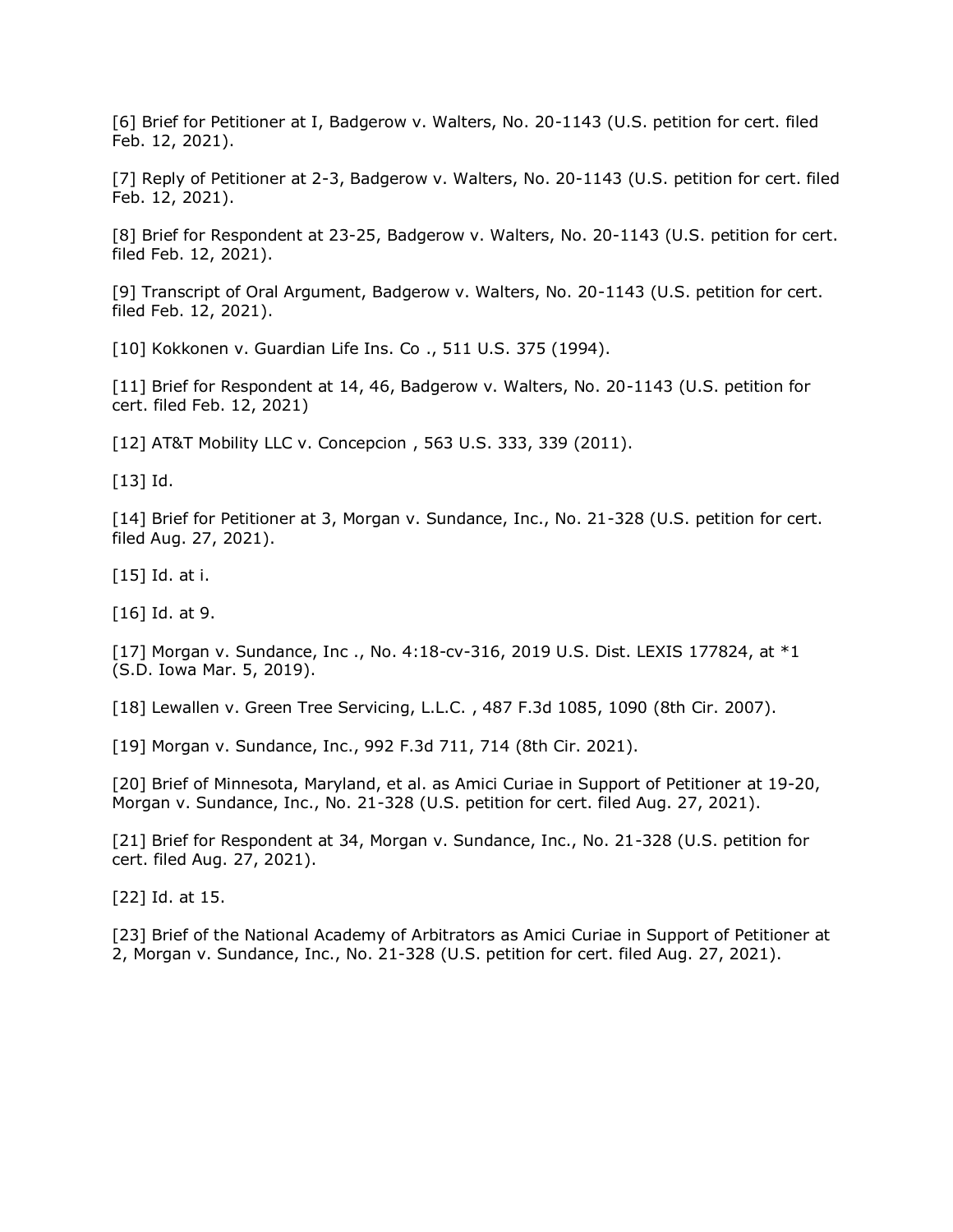[6] Brief for Petitioner at I, Badgerow v. Walters, No. 20-1143 (U.S. petition for cert. filed Feb. 12, 2021).

[7] Reply of Petitioner at 2-3, Badgerow v. Walters, No. 20-1143 (U.S. petition for cert. filed Feb. 12, 2021).

[8] Brief for Respondent at 23-25, Badgerow v. Walters, No. 20-1143 (U.S. petition for cert. filed Feb. 12, 2021).

[9] Transcript of Oral Argument, Badgerow v. Walters, No. 20-1143 (U.S. petition for cert. filed Feb. 12, 2021).

[10] Kokkonen v. Guardian Life Ins. Co ., 511 U.S. 375 (1994).

[11] Brief for Respondent at 14, 46, Badgerow v. Walters, No. 20-1143 (U.S. petition for cert. filed Feb. 12, 2021)

[12] AT&T Mobility LLC v. Concepcion , 563 U.S. 333, 339 (2011).

[13] Id.

[14] Brief for Petitioner at 3, Morgan v. Sundance, Inc., No. 21-328 (U.S. petition for cert. filed Aug. 27, 2021).

[15] Id. at i.

[16] Id. at 9.

[17] Morgan v. Sundance, Inc ., No. 4:18-cv-316, 2019 U.S. Dist. LEXIS 177824, at *1 (S.D. Iowa Mar. 5, 2019).

[18] Lewallen v. Green Tree Servicing, L.L.C. , 487 F.3d 1085, 1090 (8th Cir. 2007).

[19] Morgan v. Sundance, Inc., 992 F.3d 711, 714 (8th Cir. 2021).

[20] Brief of Minnesota, Maryland, et al. as Amici Curiae in Support of Petitioner at 19-20, Morgan v. Sundance, Inc., No. 21-328 (U.S. petition for cert. filed Aug. 27, 2021).

[21] Brief for Respondent at 34, Morgan v. Sundance, Inc., No. 21-328 (U.S. petition for cert. filed Aug. 27, 2021).

[22] Id. at 15.

[23] Brief of the National Academy of Arbitrators as Amici Curiae in Support of Petitioner at 2, Morgan v. Sundance, Inc., No. 21-328 (U.S. petition for cert. filed Aug. 27, 2021).